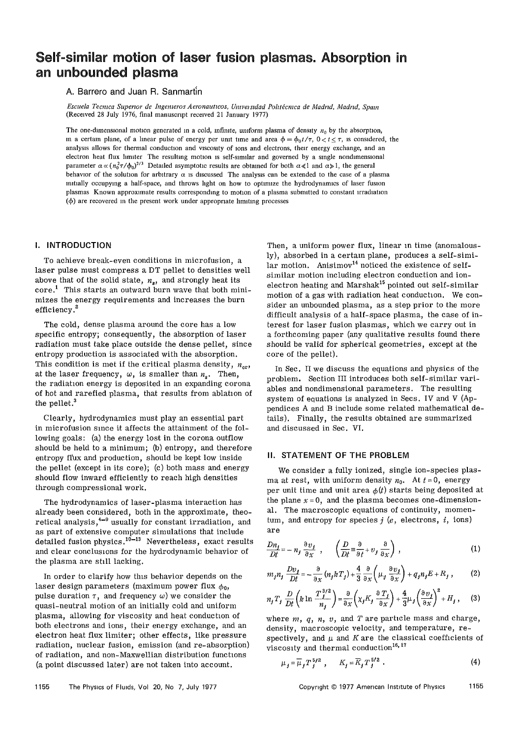# Self-similar motion of laser fusion plasmas. Absorption in an unbounded plasma

A. Barrero and Juan R. Sanmartín

*Escuela Tecnica Superior de Ingenieros Aeronauticos, Universidad Politécnica de Madrid, Madrid, Spain*
(Received 28 July 1976; final manuscript received 21 January 1977)

The one-dimensional motion generated in a cold, infinite, uniform plasma of density $n_0$ by the absorption, in a certain plane, of a linear pulse of energy per unit time and area $\phi = \phi_0 t/\tau$, $0 < t \leq \tau$, is considered; the analysis allows for thermal conduction and viscosity of ions and electrons, their energy exchange, and an electron heat flux limiter. The resulting motion is self-similar and governed by a single nondimensional parameter $\alpha \propto (n_0^2 \tau/\phi_0)^{2/3}$. Detailed asymptotic results are obtained for both $\alpha \ll 1$ and $\alpha \gg 1$; the general behavior of the solution for arbitrary $\alpha$ is discussed. The analysis can be extended to the case of a plasma initially occupying a half-space, and throws light on how to optimize the hydrodynamics of laser fusion plasmas. Known approximate results corresponding to motion of a plasma submitted to constant irradiation ($\phi$) are recovered in the present work under appropriate limiting processes.

## I. INTRODUCTION

To achieve break-even conditions in microfusion, a laser pulse must compress a DT pellet to densities well above that of the solid state, $n_s$, and strongly heat its core.[1] This starts an outward burn wave that both minimizes the energy requirements and increases the burn efficiency.[2]

The cold, dense plasma around the core has a low specific entropy; consequently, the absorption of laser radiation must take place outside the dense pellet, since entropy production is associated with the absorption. This condition is met if the critical plasma density, $n_{cr}$, at the laser frequency, $\omega$, is smaller than $n_s$. Then, the radiation energy is deposited in an expanding corona of hot and rarefied plasma, that results from ablation of the pellet.[3]

Clearly, hydrodynamics must play an essential part in microfusion since it affects the attainment of the following goals: (a) the energy lost in the corona outflow should be held to a minimum; (b) entropy, and therefore entropy flux and production, should be kept low inside the pellet (except in its core); (c) both mass and energy should flow inward efficiently to reach high densities through compressional work.

The hydrodynamics of laser-plasma interaction has already been considered, both in the approximate, theoretical analysis,[4-9] usually for constant irradiation, and as part of extensive computer simulations that include detailed fusion physics.[10-13] Nevertheless, exact results and clear conclusions for the hydrodynamic behavior of the plasma are still lacking.

In order to clarify how this behavior depends on the laser design parameters (maximum power flux $\phi_0$, pulse duration $\tau$, and frequency $\omega$) we consider the quasi-neutral motion of an initially cold and uniform plasma, allowing for viscosity and heat conduction of both electrons and ions, their energy exchange, and an electron heat flux limiter; other effects, like pressure radiation, nuclear fusion, emission (and re-absorption) of radiation, and non-Maxwellian distribution functions (a point discussed later) are not taken into account.

Then, a uniform power flux, linear in time (anomalously), absorbed in a certain plane, produces a self-similar motion. Anisimov[14] noticed the existence of self-similar motion including electron conduction and ion-electron heating and Marshak[15] pointed out self-similar motion of a gas with radiation heat conduction. We consider an unbounded plasma, as a step prior to the more difficult analysis of a half-space plasma, the case of interest for laser fusion plasmas, which we carry out in a forthcoming paper (any qualitative results found there should be valid for spherical geometries, except at the core of the pellet).

In Sec. II we discuss the equations and physics of the problem. Section III introduces both self-similar variables and nondimensional parameters. The resulting system of equations is analyzed in Secs. IV and V (Appendices A and B include some related mathematical details). Finally, the results obtained are summarized and discussed in Sec. VI.

## II. STATEMENT OF THE PROBLEM

We consider a fully ionized, single ion-species plasma at rest, with uniform density $n_0$. At $t = 0$, energy per unit time and unit area $\phi(t)$ starts being deposited at the plane $x = 0$, and the plasma becomes one-dimensional. The macroscopic equations of continuity, momentum, and entropy for species $j$ ($e$, electrons, $i$, ions) are

$$\frac{Dn_j}{Dt} = -n_j \frac{\partial v_j}{\partial x}, \quad \left(\frac{D}{Dt} \equiv \frac{\partial}{\partial t} + v_j \frac{\partial}{\partial x}\right), \tag{1}$$

$$m_j n_j \frac{Dv_j}{Dt} = -\frac{\partial}{\partial x}(n_j k T_j) + \frac{4}{3}\frac{\partial}{\partial x}\left(\mu_j \frac{\partial v_j}{\partial x}\right) + q_j n_j E + R_j, \tag{2}$$

$$n_j T_j \frac{D}{Dt}\left(k \ln \frac{T_j^{3/2}}{n_j}\right) = \frac{\partial}{\partial x}\left(\chi_j K_j \frac{\partial T_j}{\partial x}\right) + \frac{4}{3}\mu_j\left(\frac{\partial v_j}{\partial x}\right)^2 + H_j, \tag{3}$$

where $m$, $q$, $n$, $v$, and $T$ are particle mass and charge, density, macroscopic velocity, and temperature, respectively, and $\mu$ and $K$ are the classical coefficients of viscosity and thermal conduction[16,17]

$$\mu_j = \bar{\mu}_j T_j^{5/2}, \quad K_j = \bar{K}_j T_j^{5/2}. \tag{4}$$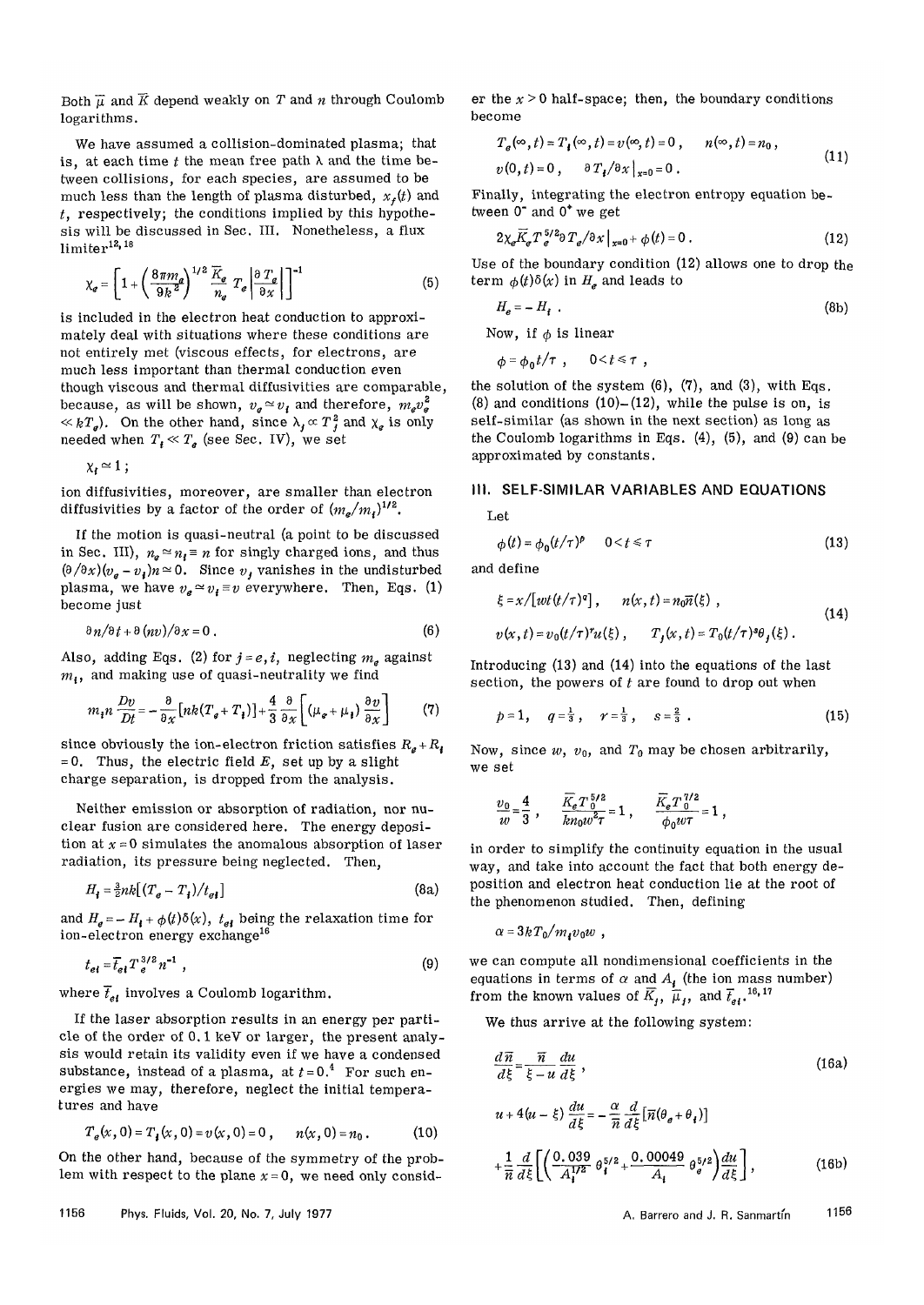Both $\overline{\mu}$ and $\overline{K}$ depend weakly on $T$ and $n$ through Coulomb logarithms.

We have assumed a collision-dominated plasma; that is, at each time $t$ the mean free path $\lambda$ and the time between collisions, for each species, are assumed to be much less than the length of plasma disturbed, $x_f(t)$ and $t$, respectively; the conditions implied by this hypothesis will be discussed in Sec. III. Nonetheless, a flux limiter[12,18]

$$\chi_e = \left[1 + \left(\frac{8\pi m_e}{9k^2}\right)^{1/2} \frac{\overline{K}_e}{n_e} T_e \left|\frac{\partial T_e}{\partial x}\right|\right]^{-1} \tag{5}$$

is included in the electron heat conduction to approximately deal with situations where these conditions are not entirely met (viscous effects, for electrons, are much less important than thermal conduction even though viscous and thermal diffusivities are comparable, because, as will be shown, $v_e \simeq v_i$ and therefore, $m_e v_e^2 \ll kT_e$). On the other hand, since $\lambda_j \propto T_j^2$ and $\chi_e$ is only needed when $T_i \ll T_e$ (see Sec. IV), we set

$$\chi_i \simeq 1 ;$$

ion diffusivities, moreover, are smaller than electron diffusivities by a factor of the order of $(m_e/m_i)^{1/2}$.

If the motion is quasi-neutral (a point to be discussed in Sec. III), $n_e \simeq n_i \equiv n$ for singly charged ions, and thus $(\partial/\partial x)(v_e - v_i)n \simeq 0$. Since $v_j$ vanishes in the undisturbed plasma, we have $v_e \simeq v_i \equiv v$ everywhere. Then, Eqs. (1) become just

$$\partial n/\partial t + \partial(nv)/\partial x = 0 . \tag{6}$$

Also, adding Eqs. (2) for $j = e, i$, neglecting $m_e$ against $m_i$, and making use of quasi-neutrality we find

$$m_i n \frac{Dv}{Dt} = -\frac{\partial}{\partial x}[nk(T_e + T_i)] + \frac{4}{3}\frac{\partial}{\partial x}\left[(\mu_e + \mu_i)\frac{\partial v}{\partial x}\right] \tag{7}$$

since obviously the ion-electron friction satisfies $R_e + R_i = 0$. Thus, the electric field $E$, set up by a slight charge separation, is dropped from the analysis.

Neither emission or absorption of radiation, nor nuclear fusion are considered here. The energy deposition at $x = 0$ simulates the anomalous absorption of laser radiation, its pressure being neglected. Then,

$$H_i = \tfrac{3}{2}nk[(T_e - T_i)/t_{ei}] \tag{8a}$$

and $H_e = -H_i + \phi(t)\delta(x)$, $t_{ei}$ being the relaxation time for ion-electron energy exchange[16]

$$t_{ei} = \overline{t}_{ei} T_e^{3/2} n^{-1} , \tag{9}$$

where $\overline{t}_{ei}$ involves a Coulomb logarithm.

If the laser absorption results in an energy per particle of the order of 0.1 keV or larger, the present analysis would retain its validity even if we have a condensed substance, instead of a plasma, at $t = 0$.[4] For such energies we may, therefore, neglect the initial temperatures and have

$$T_e(x, 0) = T_i(x, 0) = v(x, 0) = 0 , \qquad n(x, 0) = n_0 . \tag{10}$$

On the other hand, because of the symmetry of the problem with respect to the plane $x = 0$, we need only consider the $x > 0$ half-space; then, the boundary conditions become

$$T_e(\infty, t) = T_i(\infty, t) = v(\infty, t) = 0 , \qquad n(\infty, t) = n_0 ,$$
$$v(0, t) = 0 , \qquad \partial T_i/\partial x|_{x=0} = 0 . \tag{11}$$

Finally, integrating the electron entropy equation between $0^-$ and $0^+$ we get

$$2\chi_e \overline{K}_e T_e^{5/2} \partial T_e/\partial x|_{x=0} + \phi(t) = 0 . \tag{12}$$

Use of the boundary condition (12) allows one to drop the term $\phi(t)\delta(x)$ in $H_e$ and leads to

$$H_e = -H_i . \tag{8b}$$

Now, if $\phi$ is linear

$$\phi = \phi_0 t/\tau , \qquad 0 < t \leq \tau ,$$

the solution of the system (6), (7), and (3), with Eqs. (8) and conditions (10)–(12), while the pulse is on, is self-similar (as shown in the next section) as long as the Coulomb logarithms in Eqs. (4), (5), and (9) can be approximated by constants.

## III. SELF-SIMILAR VARIABLES AND EQUATIONS

Let

$$\phi(t) = \phi_0 (t/\tau)^p \qquad 0 < t \leq \tau \tag{13}$$

and define

$$\xi = x/[wt(t/\tau)^q] , \qquad n(x, t) = n_0 \overline{n}(\xi) ,$$
$$v(x, t) = v_0 (t/\tau)^r u(\xi) , \qquad T_j(x, t) = T_0 (t/\tau)^s \theta_j(\xi) . \tag{14}$$

Introducing (13) and (14) into the equations of the last section, the powers of $t$ are found to drop out when

$$p = 1, \quad q = \tfrac{1}{3}, \quad r = \tfrac{1}{3}, \quad s = \tfrac{2}{3} . \tag{15}$$

Now, since $w$, $v_0$, and $T_0$ may be chosen arbitrarily, we set

$$\frac{v_0}{w} = \frac{4}{3} , \qquad \frac{\overline{K}_e T_0^{5/2}}{k n_0 w^2 \tau} = 1 , \qquad \frac{\overline{K}_e T_0^{7/2}}{\phi_0 w \tau} = 1 ,$$

in order to simplify the continuity equation in the usual way, and take into account the fact that both energy deposition and electron heat conduction lie at the root of the phenomenon studied. Then, defining

$$\alpha = 3kT_0/m_i v_0 w ,$$

we can compute all nondimensional coefficients in the equations in terms of $\alpha$ and $A_i$ (the ion mass number) from the known values of $\overline{K}_j$, $\overline{\mu}_j$, and $\overline{t}_{ei}$.[16,17]

We thus arrive at the following system:

$$\frac{d\overline{n}}{d\xi} = \frac{\overline{n}}{\xi - u}\frac{du}{d\xi} , \tag{16a}$$

$$u + 4(u - \xi)\frac{du}{d\xi} = -\frac{\alpha}{\overline{n}}\frac{d}{d\xi}[\overline{n}(\theta_e + \theta_i)]$$
$$+ \frac{1}{\overline{n}}\frac{d}{d\xi}\left[\left(\frac{0.039}{A_i^{1/2}}\theta_i^{5/2} + \frac{0.00049}{A_i}\theta_e^{5/2}\right)\frac{du}{d\xi}\right] , \tag{16b}$$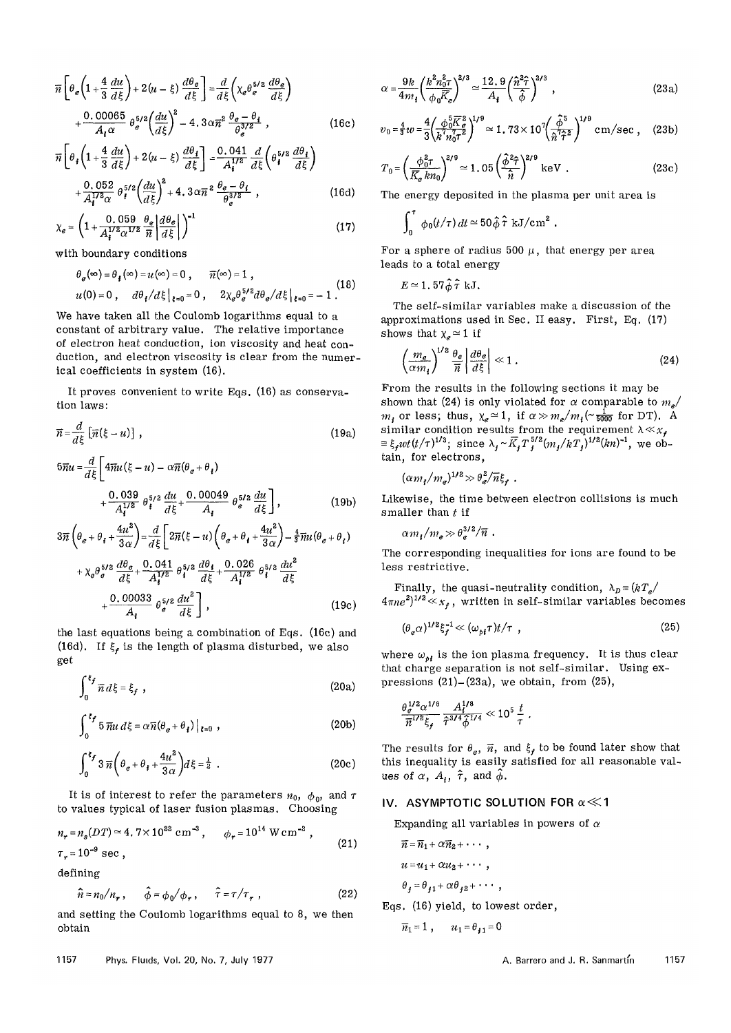$$\bar{n}\left[\theta_e\left(1+\frac{4}{3}\frac{du}{d\xi}\right)+2(u-\xi)\frac{d\theta_e}{d\xi}\right]=\frac{d}{d\xi}\left(\chi_e\theta_e^{5/2}\frac{d\theta_e}{d\xi}\right)$$
$$+\frac{0.00065}{A_i\alpha}\theta_e^{5/2}\left(\frac{du}{d\xi}\right)^2-4.3\alpha\bar{n}^2\frac{\theta_e-\theta_i}{\theta_e^{3/2}}, \quad (16c)$$

$$\bar{n}\left[\theta_i\left(1+\frac{4}{3}\frac{du}{d\xi}\right)+2(u-\xi)\frac{d\theta_i}{d\xi}\right]=\frac{0.041}{A_i^{1/2}}\frac{d}{d\xi}\left(\theta_i^{5/2}\frac{d\theta_i}{d\xi}\right)$$
$$+\frac{0.052}{A_i^{1/2}\alpha}\theta_i^{5/2}\left(\frac{du}{d\xi}\right)^2+4.3\alpha\bar{n}^2\frac{\theta_e-\theta_i}{\theta_e^{3/2}}, \quad (16d)$$

$$\chi_e=\left(1+\frac{0.059}{A_i^{1/2}\alpha^{1/2}}\frac{\theta_e}{\bar{n}}\left|\frac{d\theta_e}{d\xi}\right|\right)^{-1} \quad (17)$$

with boundary conditions

$$\theta_e(\infty)=\theta_i(\infty)=u(\infty)=0, \quad \bar{n}(\infty)=1,$$
$$u(0)=0, \quad d\theta_i/d\xi\,|_{\xi=0}=0, \quad 2\chi_e\theta_e^{5/2}d\theta_e/d\xi\,|_{\xi=0}=-1. \quad (18)$$

We have taken all the Coulomb logarithms equal to a constant of arbitrary value. The relative importance of electron heat conduction, ion viscosity and heat conduction, and electron viscosity is clear from the numerical coefficients in system (16).

It proves convenient to write Eqs. (16) as conservation laws:

$$\bar{n}=\frac{d}{d\xi}\left[\bar{n}(\xi-u)\right], \quad (19a)$$

$$5\bar{n}u=\frac{d}{d\xi}\left[4\bar{n}u(\xi-u)-\alpha\bar{n}(\theta_e+\theta_i)\right.$$
$$\left.+\frac{0.039}{A_i^{1/2}}\theta_i^{5/2}\frac{du}{d\xi}+\frac{0.00049}{A_i}\theta_e^{5/2}\frac{du}{d\xi}\right], \quad (19b)$$

$$3\bar{n}\left(\theta_e+\theta_i+\frac{4u^2}{3\alpha}\right)=\frac{d}{d\xi}\left[2\bar{n}(\xi-u)\left(\theta_e+\theta_i+\frac{4u^2}{3\alpha}\right)-\tfrac{4}{3}\bar{n}u(\theta_e+\theta_i)\right.$$
$$+\chi_e\theta_e^{5/2}\frac{d\theta_e}{d\xi}+\frac{0.041}{A_i^{1/2}}\theta_i^{5/2}\frac{d\theta_i}{d\xi}+\frac{0.026}{A_i^{1/2}}\theta_i^{5/2}\frac{du^2}{d\xi}$$
$$\left.+\frac{0.00033}{A_i}\theta_e^{5/2}\frac{du^2}{d\xi}\right], \quad (19c)$$

the last equations being a combination of Eqs. (16c) and (16d). If $\xi_f$ is the length of plasma disturbed, we also get

$$\int_0^{\xi_f}\bar{n}\,d\xi=\xi_f, \quad (20a)$$

$$\int_0^{\xi_f}5\bar{n}u\,d\xi=\alpha\bar{n}(\theta_e+\theta_i)\,|_{\xi=0}, \quad (20b)$$

$$\int_0^{\xi_f}3\bar{n}\left(\theta_e+\theta_i+\frac{4u^2}{3\alpha}\right)d\xi=\tfrac{1}{2}. \quad (20c)$$

It is of interest to refer the parameters $n_0$, $\phi_0$, and $\tau$ to values typical of laser fusion plasmas. Choosing

$$n_r=n_s(DT)\simeq 4.7\times 10^{22}\ \text{cm}^{-3}, \quad \phi_r=10^{14}\ \text{W cm}^{-2},$$
$$\tau_r=10^{-9}\ \text{sec}, \quad (21)$$

defining

$$\hat{n}=n_0/n_r, \quad \hat{\phi}=\phi_0/\phi_r, \quad \hat{\tau}=\tau/\tau_r, \quad (22)$$

and setting the Coulomb logarithms equal to 8, we then obtain

$$\alpha=\frac{9k}{4m_i}\left(\frac{k^2n_0^2\tau}{\phi_0\bar{K}_e}\right)^{2/3}\simeq\frac{12.9}{A_i}\left(\frac{\hat{n}^2\hat{\tau}}{\hat{\phi}}\right)^{2/3}, \quad (23a)$$

$$v_0=\tfrac{4}{3}w=\frac{4}{3}\left(\frac{\phi_0^5\bar{K}_e^2}{k^7n_0^7\tau^2}\right)^{1/9}\simeq 1.73\times 10^7\left(\frac{\hat{\phi}^5}{\hat{n}^7\hat{\tau}^2}\right)^{1/9}\ \text{cm/sec}, \quad (23b)$$

$$T_0=\left(\frac{\phi_0^2\tau}{\bar{K}_e kn_0}\right)^{2/9}\simeq 1.05\left(\frac{\hat{\phi}^2\hat{\tau}}{\hat{n}}\right)^{2/9}\ \text{keV}. \quad (23c)$$

The energy deposited in the plasma per unit area is

$$\int_0^{\tau}\phi_0(t/\tau)\,dt\simeq 50\hat{\phi}\hat{\tau}\ \text{kJ/cm}^2.$$

For a sphere of radius 500 $\mu$, that energy per area leads to a total energy

$$E\simeq 1.57\hat{\phi}\hat{\tau}\ \text{kJ}.$$

The self-similar variables make a discussion of the approximations used in Sec. II easy. First, Eq. (17) shows that $\chi_e\simeq 1$ if

$$\left(\frac{m_e}{\alpha m_i}\right)^{1/2}\frac{\theta_e}{\bar{n}}\left|\frac{d\theta_e}{d\xi}\right|\ll 1. \quad (24)$$

From the results in the following sections it may be shown that (24) is only violated for $\alpha$ comparable to $m_e/m_i$ or less; thus, $\chi_e\simeq 1$, if $\alpha\gg m_e/m_i(\sim\frac{1}{5000}$ for DT). A similar condition results from the requirement $\lambda\ll x_f\equiv\xi_f wt(t/\tau)^{1/3}$; since $\lambda_j\sim\bar{K}_jT_j^{5/2}(m_j/kT_j)^{1/2}(kn)^{-1}$, we obtain, for electrons,

$$(\alpha m_i/m_e)^{1/2}\gg\theta_e^2/\bar{n}\xi_f.$$

Likewise, the time between electron collisions is much smaller than $t$ if

$$\alpha m_i/m_e\gg\theta_e^{3/2}/\bar{n}.$$

The corresponding inequalities for ions are found to be less restrictive.

Finally, the quasi-neutrality condition, $\lambda_D\equiv(kT_e/4\pi ne^2)^{1/2}\ll x_f$, written in self-similar variables becomes

$$(\theta_e\alpha)^{1/2}\xi_f^{-1}\ll(\omega_{pi}\tau)t/\tau, \quad (25)$$

where $\omega_{pi}$ is the ion plasma frequency. It is thus clear that charge separation is not self-similar. Using expressions (21)–(23a), we obtain, from (25),

$$\frac{\theta_e^{1/2}\alpha^{1/6}}{\bar{n}^{1/2}\xi_f}\frac{A_i^{1/6}}{\hat{\tau}^{3/4}\hat{\phi}^{1/4}}\ll 10^5\frac{t}{\tau}.$$

The results for $\theta_e$, $\bar{n}$, and $\xi_f$ to be found later show that this inequality is easily satisfied for all reasonable values of $\alpha$, $A_i$, $\hat{\tau}$, and $\hat{\phi}$.

## IV. ASYMPTOTIC SOLUTION FOR $\alpha\ll 1$

Expanding all variables in powers of $\alpha$

$$\bar{n}=\bar{n}_1+\alpha\bar{n}_2+\cdots,$$
$$u=u_1+\alpha u_2+\cdots,$$
$$\theta_j=\theta_{j1}+\alpha\theta_{j2}+\cdots,$$

Eqs. (16) yield, to lowest order,

$$\bar{n}_1=1, \quad u_1=\theta_{j1}=0$$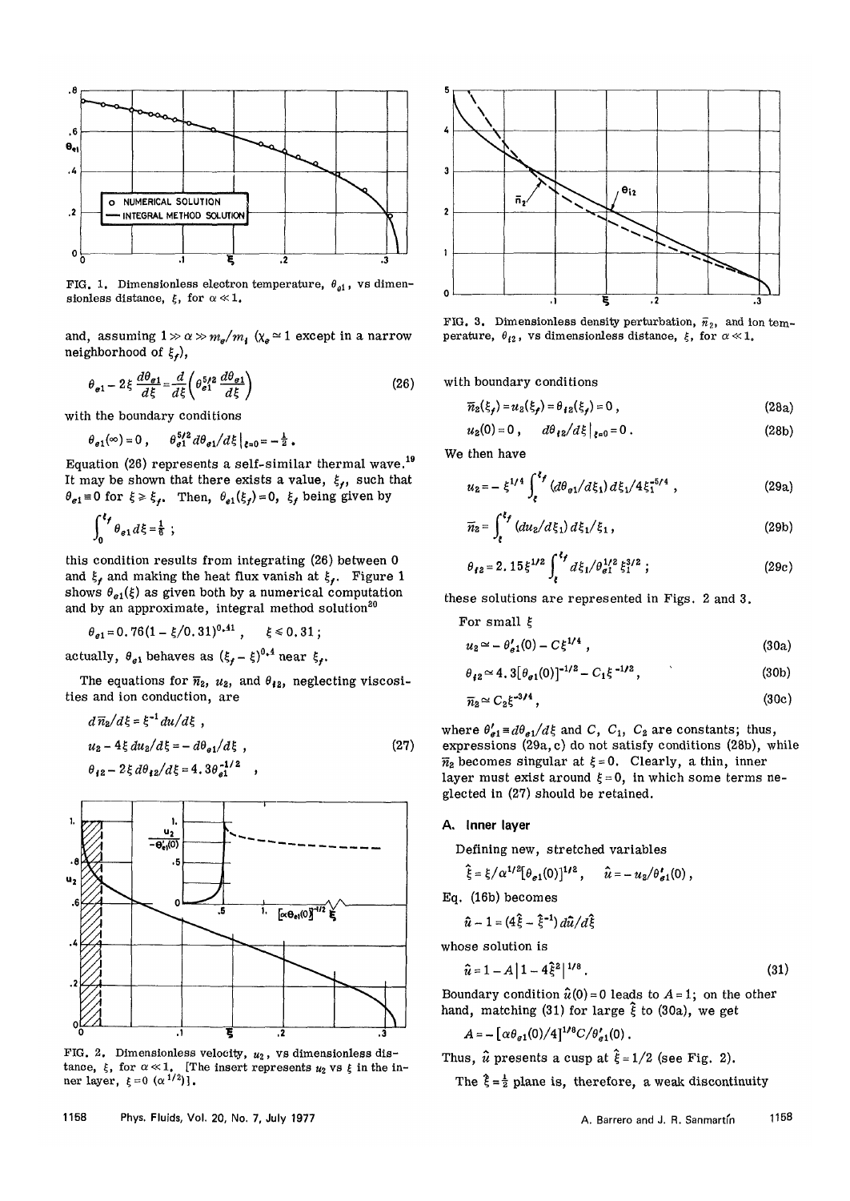FIG. 1. Dimensionless electron temperature, $\theta_{e1}$, vs dimensionless distance, $\xi$, for $\alpha \ll 1$.

and, assuming $1 \gg \alpha \gg m_e/m_i$ ($\chi_e \simeq 1$ except in a narrow neighborhood of $\xi_f$),

$$\theta_{e1} - 2\xi \frac{d\theta_{e1}}{d\xi} = \frac{d}{d\xi}\left(\theta_{e1}^{5/2}\frac{d\theta_{e1}}{d\xi}\right) \tag{26}$$

with the boundary conditions

$$\theta_{e1}(\infty) = 0 , \quad \theta_{e1}^{5/2} d\theta_{e1}/d\xi\,|_{\xi=0} = -\tfrac{1}{2} .$$

Equation (26) represents a self-similar thermal wave.[19] It may be shown that there exists a value, $\xi_f$, such that $\theta_{e1} \equiv 0$ for $\xi \geqslant \xi_f$. Then, $\theta_{e1}(\xi_f) = 0$, $\xi_f$ being given by

$$\int_0^{\xi_f} \theta_{e1}\, d\xi = \tfrac{1}{8} ;$$

this condition results from integrating (26) between 0 and $\xi_f$ and making the heat flux vanish at $\xi_f$. Figure 1 shows $\theta_{e1}(\xi)$ as given both by a numerical computation and by an approximate, integral method solution[20]

$$\theta_{e1} = 0.76(1 - \xi/0.31)^{0.41} , \quad \xi \leqslant 0.31 ;$$

actually, $\theta_{e1}$ behaves as $(\xi_f - \xi)^{0.4}$ near $\xi_f$.

The equations for $\bar{n}_2$, $u_2$, and $\theta_{i2}$, neglecting viscosities and ion conduction, are

$$\begin{aligned} d\bar{n}_2/d\xi &= \xi^{-1} du/d\xi , \\ u_2 - 4\xi\, du_2/d\xi &= -d\theta_{e1}/d\xi , \\ \theta_{i2} - 2\xi\, d\theta_{i2}/d\xi &= 4.3\theta_{e1}^{-1/2} , \end{aligned} \tag{27}$$

FIG. 2. Dimensionless velocity, $u_2$, vs dimensionless distance, $\xi$, for $\alpha \ll 1$. [The insert represents $u_2$ vs $\xi$ in the inner layer, $\xi = 0\,(\alpha^{1/2})$].

FIG. 3. Dimensionless density perturbation, $\bar{n}_2$, and ion temperature, $\theta_{i2}$, vs dimensionless distance, $\xi$, for $\alpha \ll 1$.

with boundary conditions

$$\bar{n}_2(\xi_f) = u_2(\xi_f) = \theta_{i2}(\xi_f) = 0 , \tag{28a}$$

$$u_2(0) = 0 , \quad d\theta_{i2}/d\xi\,|_{\xi=0} = 0 . \tag{28b}$$

We then have

$$u_2 = -\xi^{1/4}\int_\xi^{\xi_f} (d\theta_{e1}/d\xi_1)\, d\xi_1/4\xi_1^{5/4} , \tag{29a}$$

$$\bar{n}_2 = \int_\xi^{\xi_f} (du_2/d\xi_1)\, d\xi_1/\xi_1 , \tag{29b}$$

$$\theta_{i2} = 2.15\xi^{1/2}\int_\xi^{\xi_f} d\xi_1/\theta_{e1}^{1/2}\xi_1^{3/2} ; \tag{29c}$$

these solutions are represented in Figs. 2 and 3.

For small $\xi$

$$u_2 \simeq -\theta_{e1}'(0) - C\xi^{1/4} , \tag{30a}$$

$$\theta_{i2} \simeq 4.3[\theta_{e1}(0)]^{-1/2} - C_1\xi^{-1/2} , \tag{30b}$$

$$\bar{n}_2 \simeq C_2\xi^{-3/4} , \tag{30c}$$

where $\theta_{e1}' \equiv d\theta_{e1}/d\xi$ and $C$, $C_1$, $C_2$ are constants; thus, expressions (29a, c) do not satisfy conditions (28b), while $\bar{n}_2$ becomes singular at $\xi = 0$. Clearly, a thin, inner layer must exist around $\xi = 0$, in which some terms neglected in (27) should be retained.

## A. Inner layer

Defining new, stretched variables

$$\hat{\xi} = \xi/\alpha^{1/2}[\theta_{e1}(0)]^{1/2} , \quad \hat{u} = -u_2/\theta_{e1}'(0) ,$$

Eq. (16b) becomes

$$\hat{u} - 1 = (4\hat{\xi} - \hat{\xi}^{-1})\, d\hat{u}/d\hat{\xi}$$

whose solution is

$$\hat{u} = 1 - A\,|1 - 4\hat{\xi}^2|^{1/8} . \tag{31}$$

Boundary condition $\hat{u}(0) = 0$ leads to $A = 1$; on the other hand, matching (31) for large $\hat{\xi}$ to (30a), we get

$$A = -[\alpha\theta_{e1}(0)/4]^{1/8} C/\theta_{e1}'(0) .$$

Thus, $\hat{u}$ presents a cusp at $\hat{\xi} = 1/2$ (see Fig. 2).

The $\hat{\xi} = \frac{1}{2}$ plane is, therefore, a weak discontinuity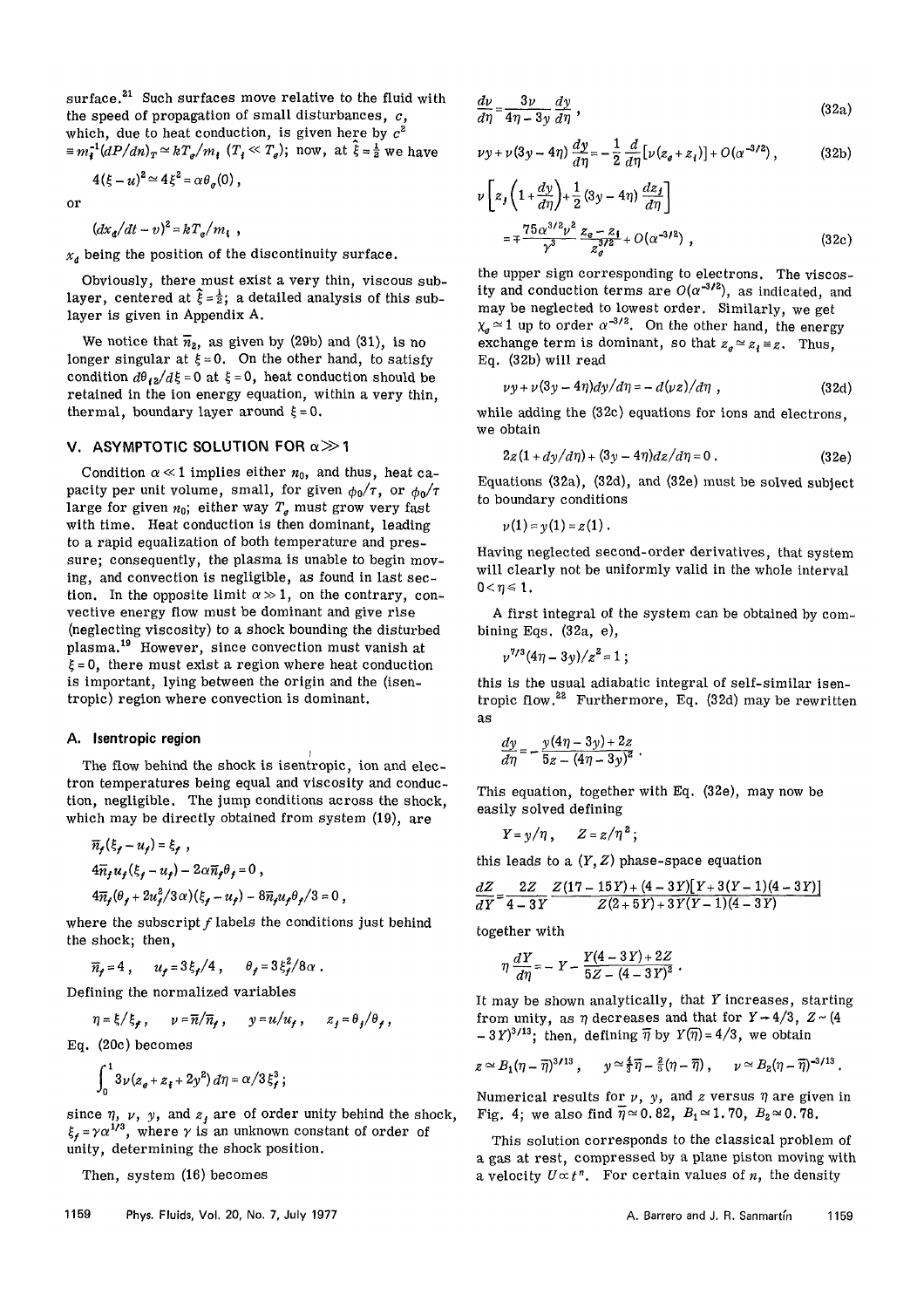surface.[21] Such surfaces move relative to the fluid with the speed of propagation of small disturbances, $c$, which, due to heat conduction, is given here by $c^2 \equiv m_i^{-1}(dP/dn)_T \simeq kT_e/m_i$ ($T_i \ll T_e$); now, at $\hat{\xi} = \frac{1}{2}$ we have

$$4(\xi - u)^2 \simeq 4\xi^2 = \alpha\theta_e(0),$$

or

$$(dx_d/dt - v)^2 = kT_e/m_i,$$

$x_d$ being the position of the discontinuity surface.

Obviously, there must exist a very thin, viscous sublayer, centered at $\hat{\xi} = \frac{1}{2}$; a detailed analysis of this sublayer is given in Appendix A.

We notice that $\bar{n}_2$, as given by (29b) and (31), is no longer singular at $\xi = 0$. On the other hand, to satisfy condition $d\theta_{i2}/d\xi = 0$ at $\xi = 0$, heat conduction should be retained in the ion energy equation, within a very thin, thermal, boundary layer around $\xi = 0$.

## V. ASYMPTOTIC SOLUTION FOR $\alpha \gg 1$

Condition $\alpha \ll 1$ implies either $n_0$, and thus, heat capacity per unit volume, small, for given $\phi_0/\tau$, or $\phi_0/\tau$ large for given $n_0$; either way $T_e$ must grow very fast with time. Heat conduction is then dominant, leading to a rapid equalization of both temperature and pressure; consequently, the plasma is unable to begin moving, and convection is negligible, as found in last section. In the opposite limit $\alpha \gg 1$, on the contrary, convective energy flow must be dominant and give rise (neglecting viscosity) to a shock bounding the disturbed plasma.[19] However, since convection must vanish at $\xi = 0$, there must exist a region where heat conduction is important, lying between the origin and the (isentropic) region where convection is dominant.

### A. Isentropic region

The flow behind the shock is isentropic, ion and electron temperatures being equal and viscosity and conduction, negligible. The jump conditions across the shock, which may be directly obtained from system (19), are

$$\bar{n}_f(\xi_f - u_f) = \xi_f,$$

$$4\bar{n}_f u_f(\xi_f - u_f) - 2\alpha\bar{n}_f\theta_f = 0,$$

$$4\bar{n}_f(\theta_f + 2u_f^2/3\alpha)(\xi_f - u_f) - 8\bar{n}_f u_f\theta_f/3 = 0,$$

where the subscript $f$ labels the conditions just behind the shock; then,

$$\bar{n}_f = 4, \quad u_f = 3\xi_f/4, \quad \theta_f = 3\xi_f^2/8\alpha.$$

Defining the normalized variables

$$\eta = \xi/\xi_f, \quad \nu = \bar{n}/\bar{n}_f, \quad y = u/u_f, \quad z_j = \theta_j/\theta_f,$$

Eq. (20c) becomes

$$\int_0^1 3\nu(z_e + z_i + 2y^2)\,d\eta = \alpha/3\xi_f^3;$$

since $\eta$, $\nu$, $y$, and $z_j$ are of order unity behind the shock, $\xi_f = \gamma\alpha^{1/3}$, where $\gamma$ is an unknown constant of order of unity, determining the shock position.

Then, system (16) becomes

$$\frac{d\nu}{d\eta} = \frac{3\nu}{4\eta - 3y}\frac{dy}{d\eta}, \tag{32a}$$

$$\nu y + \nu(3y - 4\eta)\frac{dy}{d\eta} = -\frac{1}{2}\frac{d}{d\eta}[\nu(z_e + z_i)] + O(\alpha^{-3/2}), \tag{32b}$$

$$\nu\left[z_j\left(1 + \frac{dy}{d\eta}\right) + \frac{1}{2}(3y - 4\eta)\frac{dz_j}{d\eta}\right] = \mp\frac{75\alpha^{3/2}\nu^2}{\gamma^3}\frac{z_e - z_i}{z_e^{3/2}} + O(\alpha^{-3/2}), \tag{32c}$$

the upper sign corresponding to electrons. The viscosity and conduction terms are $O(\alpha^{-3/2})$, as indicated, and may be neglected to lowest order. Similarly, we get $\chi_e \simeq 1$ up to order $\alpha^{-3/2}$. On the other hand, the energy exchange term is dominant, so that $z_e \simeq z_i \equiv z$. Thus, Eq. (32b) will read

$$\nu y + \nu(3y - 4\eta)dy/d\eta = -d(\nu z)/d\eta, \tag{32d}$$

while adding the (32c) equations for ions and electrons, we obtain

$$2z(1 + dy/d\eta) + (3y - 4\eta)dz/d\eta = 0. \tag{32e}$$

Equations (32a), (32d), and (32e) must be solved subject to boundary conditions

$$\nu(1) = y(1) = z(1).$$

Having neglected second-order derivatives, that system will clearly not be uniformly valid in the whole interval $0 < \eta \leq 1$.

A first integral of the system can be obtained by combining Eqs. (32a, e),

$$\nu^{7/3}(4\eta - 3y)/z^2 = 1;$$

this is the usual adiabatic integral of self-similar isentropic flow.[22] Furthermore, Eq. (32d) may be rewritten as

$$\frac{dy}{d\eta} = -\frac{y(4\eta - 3y) + 2z}{5z - (4\eta - 3y)^2}.$$

This equation, together with Eq. (32e), may now be easily solved defining

$$Y = y/\eta, \quad Z = z/\eta^2;$$

this leads to a $(Y, Z)$ phase-space equation

$$\frac{dZ}{dY} = \frac{2Z}{4 - 3Y}\frac{Z(17 - 15Y) + (4 - 3Y)[Y + 3(Y - 1)(4 - 3Y)]}{Z(2 + 5Y) + 3Y(Y - 1)(4 - 3Y)}$$

together with

$$\eta\frac{dY}{d\eta} = -Y - \frac{Y(4 - 3Y) + 2Z}{5Z - (4 - 3Y)^2}.$$

It may be shown analytically, that $Y$ increases, starting from unity, as $\eta$ decreases and that for $Y \to 4/3$, $Z \sim (4 - 3Y)^{3/13}$; then, defining $\bar{\eta}$ by $Y(\bar{\eta}) = 4/3$, we obtain

$$z \simeq B_1(\eta - \bar{\eta})^{3/13}, \quad y \simeq \tfrac{4}{3}\bar{\eta} - \tfrac{2}{5}(\eta - \bar{\eta}), \quad \nu \simeq B_2(\eta - \bar{\eta})^{-3/13}.$$

Numerical results for $\nu$, $y$, and $z$ versus $\eta$ are given in Fig. 4; we also find $\bar{\eta} \simeq 0.82$, $B_1 \simeq 1.70$, $B_2 \simeq 0.78$.

This solution corresponds to the classical problem of a gas at rest, compressed by a plane piston moving with a velocity $U \propto t^n$. For certain values of $n$, the density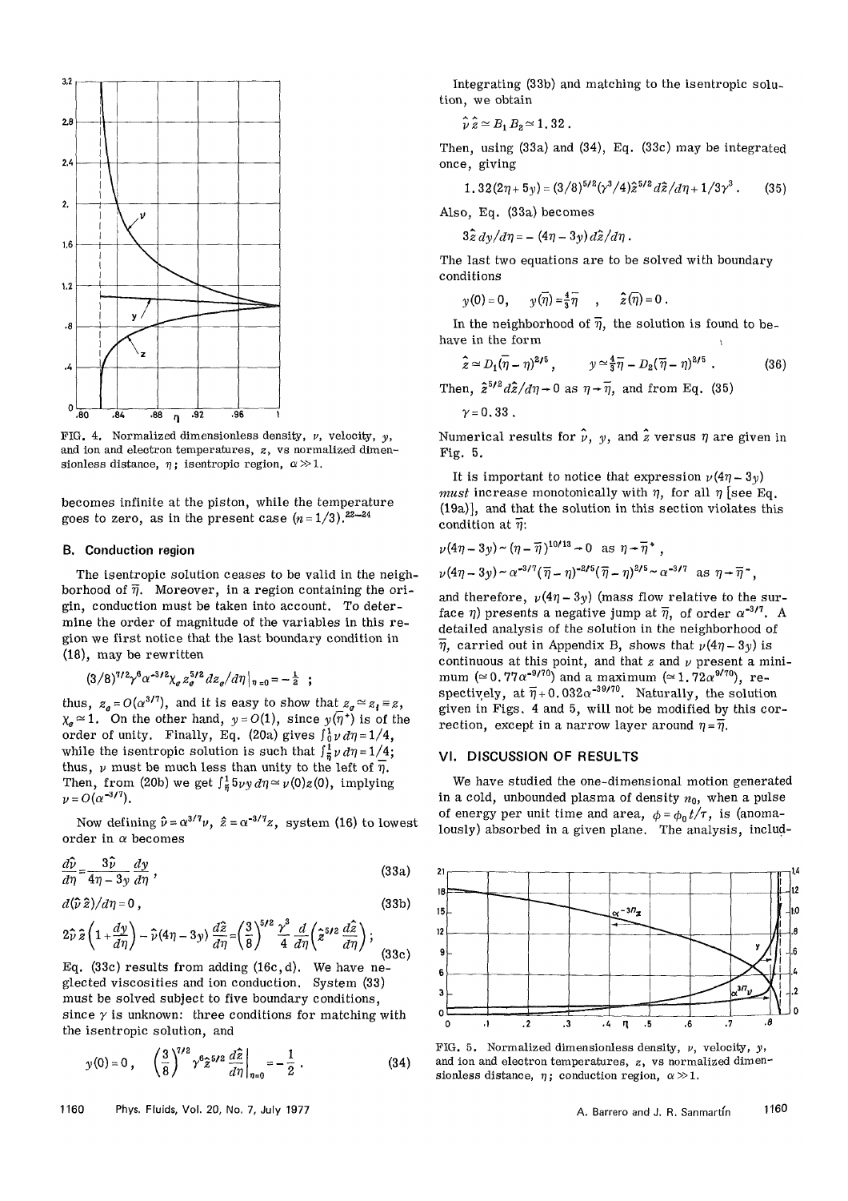FIG. 4. Normalized dimensionless density, $\nu$, velocity, $y$, and ion and electron temperatures, $z$, vs normalized dimensionless distance, $\eta$; isentropic region, $\alpha \gg 1$.

becomes infinite at the piston, while the temperature goes to zero, as in the present case ($n = 1/3$).[22-24]

### B. Conduction region

The isentropic solution ceases to be valid in the neighborhood of $\bar{\eta}$. Moreover, in a region containing the origin, conduction must be taken into account. To determine the order of magnitude of the variables in this region we first notice that the last boundary condition in (18), may be rewritten

$$(3/8)^{7/2}\gamma^6\alpha^{-3/2}\chi_e z_e^{5/2} dz_e/d\eta\big|_{\eta=0} = -\tfrac{1}{2} \;;$$

thus, $z_e = O(\alpha^{3/7})$, and it is easy to show that $z_e \simeq z_i \equiv z$, $\chi_e \simeq 1$. On the other hand, $y = O(1)$, since $y(\bar{\eta}^+)$ is of the order of unity. Finally, Eq. (20a) gives $\int_0^1 \nu\, d\eta = 1/4$, while the isentropic solution is such that $\int_{\bar{\eta}}^1 \nu\, d\eta = 1/4$; thus, $\nu$ must be much less than unity to the left of $\bar{\eta}$. Then, from (20b) we get $\int_{\bar{\eta}}^1 5\nu y\, d\eta \simeq \nu(0)z(0)$, implying $\nu = O(\alpha^{-3/7})$.

Now defining $\hat{\nu} = \alpha^{3/7}\nu$, $\hat{z} = \alpha^{-3/7}z$, system (16) to lowest order in $\alpha$ becomes

$$\frac{d\hat{\nu}}{d\eta} = \frac{3\hat{\nu}}{4\eta - 3y}\frac{dy}{d\eta}, \tag{33a}$$

$$d(\hat{\nu}\hat{z})/d\eta = 0, \tag{33b}$$

$$2\hat{\nu}\hat{z}\left(1 + \frac{dy}{d\eta}\right) - \hat{\nu}(4\eta - 3y)\frac{d\hat{z}}{d\eta} = \left(\frac{3}{8}\right)^{5/2}\frac{\gamma^3}{4}\frac{d}{d\eta}\left(\hat{z}^{5/2}\frac{d\hat{z}}{d\eta}\right); \tag{33c}$$

Eq. (33c) results from adding (16c, d). We have neglected viscosities and ion conduction. System (33) must be solved subject to five boundary conditions, since $\gamma$ is unknown: three conditions for matching with the isentropic solution, and

$$y(0) = 0, \quad \left(\frac{3}{8}\right)^{7/2}\gamma^6\hat{z}^{5/2}\frac{d\hat{z}}{d\eta}\bigg|_{\eta=0} = -\frac{1}{2}. \tag{34}$$

Integrating (33b) and matching to the isentropic solution, we obtain

$$\hat{\nu}\hat{z} \simeq B_1 B_2 \simeq 1.32 .$$

Then, using (33a) and (34), Eq. (33c) may be integrated once, giving

$$1.32(2\eta + 5y) = (3/8)^{5/2}(\gamma^3/4)\hat{z}^{5/2}d\hat{z}/d\eta + 1/3\gamma^3 . \tag{35}$$

Also, Eq. (33a) becomes

$$3\hat{z}\, dy/d\eta = -(4\eta - 3y)\, d\hat{z}/d\eta .$$

The last two equations are to be solved with boundary conditions

$$y(0) = 0, \quad y(\bar{\eta}) = \tfrac{4}{3}\bar{\eta}, \quad \hat{z}(\bar{\eta}) = 0 .$$

In the neighborhood of $\bar{\eta}$, the solution is found to behave in the form

$$\hat{z} \simeq D_1(\bar{\eta} - \eta)^{2/5}, \qquad y \simeq \tfrac{4}{3}\bar{\eta} - D_2(\bar{\eta} - \eta)^{2/5} . \tag{36}$$

Then, $\hat{z}^{5/2}d\hat{z}/d\eta \to 0$ as $\eta \to \bar{\eta}$, and from Eq. (35)

$$\gamma = 0.33 .$$

Numerical results for $\hat{\nu}$, $y$, and $\hat{z}$ versus $\eta$ are given in Fig. 5.

It is important to notice that expression $\nu(4\eta - 3y)$ *must* increase monotonically with $\eta$, for all $\eta$ [see Eq. (19a)], and that the solution in this section violates this condition at $\bar{\eta}$:

$$\nu(4\eta - 3y) \sim (\eta - \bar{\eta})^{10/13} \to 0 \quad \text{as } \eta \to \bar{\eta}^+ ,$$

$$\nu(4\eta - 3y) \sim \alpha^{-3/7}(\bar{\eta} - \eta)^{-2/5}(\bar{\eta} - \eta)^{2/5} \sim \alpha^{-3/7} \quad \text{as } \eta \to \bar{\eta}^- ,$$

and therefore, $\nu(4\eta - 3y)$ (mass flow relative to the surface $\eta$) presents a negative jump at $\bar{\eta}$, of order $\alpha^{-3/7}$. A detailed analysis of the solution in the neighborhood of $\bar{\eta}$, carried out in Appendix B, shows that $\nu(4\eta - 3y)$ is continuous at this point, and that $z$ and $\nu$ present a minimum ($\simeq 0.77\alpha^{-9/70}$) and a maximum ($\simeq 1.72\alpha^{9/70}$), respectively, at $\bar{\eta} + 0.032\alpha^{-39/70}$. Naturally, the solution given in Figs. 4 and 5, will not be modified by this correction, except in a narrow layer around $\eta = \bar{\eta}$.

## VI. DISCUSSION OF RESULTS

We have studied the one-dimensional motion generated in a cold, unbounded plasma of density $n_0$, when a pulse of energy per unit time and area, $\phi = \phi_0 t/\tau$, is (anomalously) absorbed in a given plane. The analysis, includ-

FIG. 5. Normalized dimensionless density, $\nu$, velocity, $y$, and ion and electron temperatures, $z$, vs normalized dimensionless distance, $\eta$; conduction region, $\alpha \gg 1$.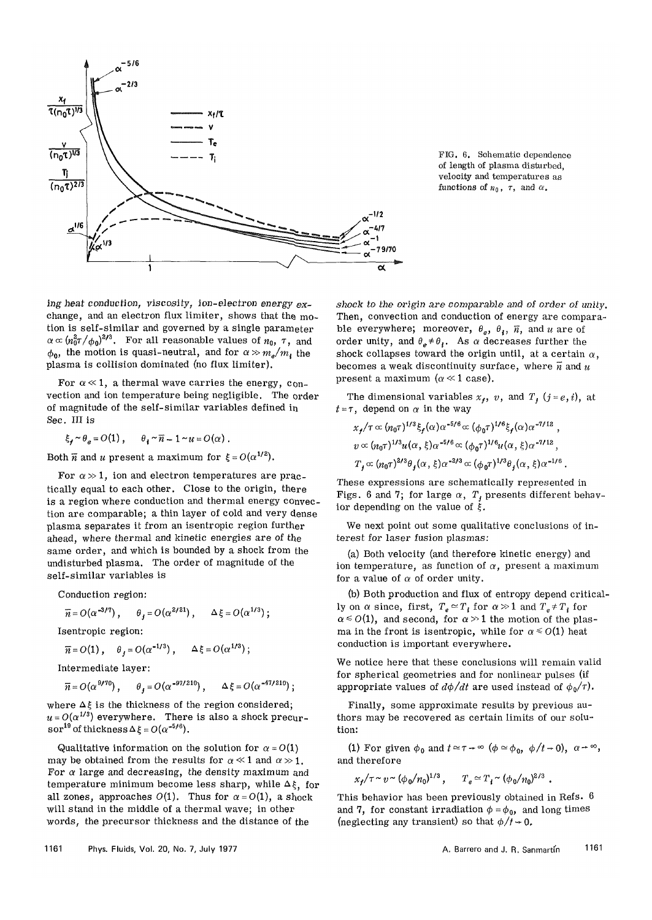FIG. 6. Schematic dependence of length of plasma disturbed, velocity and temperatures as functions of $n_0$, $\tau$, and $\alpha$.

ing heat conduction, viscosity, ion-electron energy exchange, and an electron flux limiter, shows that the motion is self-similar and governed by a single parameter $\alpha \propto (n_0^2\tau/\phi_0)^{2/3}$. For all reasonable values of $n_0$, $\tau$, and $\phi_0$, the motion is quasi-neutral, and for $\alpha \gg m_e/m_i$ the plasma is collision dominated (no flux limiter).

For $\alpha \ll 1$, a thermal wave carries the energy, convection and ion temperature being negligible. The order of magnitude of the self-similar variables defined in Sec. III is

$$\xi_f \sim \theta_e = O(1)\,, \qquad \theta_i \sim \bar{n} - 1 \sim u = O(\alpha)\,.$$

Both $\bar{n}$ and $u$ present a maximum for $\xi = O(\alpha^{1/2})$.

For $\alpha \gg 1$, ion and electron temperatures are practically equal to each other. Close to the origin, there is a region where conduction and thermal energy convection are comparable; a thin layer of cold and very dense plasma separates it from an isentropic region further ahead, where thermal and kinetic energies are of the same order, and which is bounded by a shock from the undisturbed plasma. The order of magnitude of the self-similar variables is

Conduction region:

$$\bar{n} = O(\alpha^{-3/7})\,, \qquad \theta_j = O(\alpha^{2/21})\,, \qquad \Delta\xi = O(\alpha^{1/3})\,;$$

Isentropic region:

$$\bar{n} = O(1)\,, \qquad \theta_j = O(\alpha^{-1/3})\,, \qquad \Delta\xi = O(\alpha^{1/3})\,;$$

Intermediate layer:

$$\bar{n} = O(\alpha^{9/70})\,, \qquad \theta_j = O(\alpha^{-97/210})\,, \qquad \Delta\xi = O(\alpha^{-47/210})\,;$$

where $\Delta\xi$ is the thickness of the region considered; $u = O(\alpha^{1/3})$ everywhere. There is also a shock precursor[19] of thickness $\Delta\xi = O(\alpha^{-5/6})$.

Qualitative information on the solution for $\alpha = O(1)$ may be obtained from the results for $\alpha \ll 1$ and $\alpha \gg 1$. For $\alpha$ large and decreasing, the density maximum and temperature minimum become less sharp, while $\Delta\xi$, for all zones, approaches $O(1)$. Thus for $\alpha = O(1)$, a shock will stand in the middle of a thermal wave; in other words, the precursor thickness and the distance of the shock to the origin are comparable and of order of unity. Then, convection and conduction of energy are comparable everywhere; moreover, $\theta_e$, $\theta_i$, $\bar{n}$, and $u$ are of order unity, and $\theta_e \neq \theta_i$. As $\alpha$ decreases further the shock collapses toward the origin until, at a certain $\alpha$, becomes a weak discontinuity surface, where $\bar{n}$ and $u$ present a maximum ($\alpha \ll 1$ case).

The dimensional variables $x_f$, $v$, and $T_j$ ($j = e, i$), at $t = \tau$, depend on $\alpha$ in the way

$$x_f/\tau \propto (n_0\tau)^{1/3}\xi_f(\alpha)\alpha^{-5/6} \propto (\phi_0\tau)^{1/6}\xi_f(\alpha)\alpha^{-7/12}\,,$$

$$v \propto (n_0\tau)^{1/3}u(\alpha,\xi)\alpha^{-5/6} \propto (\phi_0\tau)^{1/6}u(\alpha,\xi)\alpha^{-7/12}\,,$$

$$T_j \propto (n_0\tau)^{2/3}\theta_j(\alpha,\xi)\alpha^{-2/3} \propto (\phi_0\tau)^{1/3}\theta_j(\alpha,\xi)\alpha^{-1/6}\,.$$

These expressions are schematically represented in Figs. 6 and 7; for large $\alpha$, $T_j$ presents different behavior depending on the value of $\xi$.

We next point out some qualitative conclusions of interest for laser fusion plasmas:

(a) Both velocity (and therefore kinetic energy) and ion temperature, as function of $\alpha$, present a maximum for a value of $\alpha$ of order unity.

(b) Both production and flux of entropy depend critically on $\alpha$ since, first, $T_e \simeq T_i$ for $\alpha \gg 1$ and $T_e \neq T_i$ for $\alpha \leqslant O(1)$, and second, for $\alpha \gg 1$ the motion of the plasma in the front is isentropic, while for $\alpha \leqslant O(1)$ heat conduction is important everywhere.

We notice here that these conclusions will remain valid for spherical geometries and for nonlinear pulses (if appropriate values of $d\phi/dt$ are used instead of $\phi_0/\tau$).

Finally, some approximate results by previous authors may be recovered as certain limits of our solution:

(1) For given $\phi_0$ and $t \simeq \tau \to \infty$ ($\phi \simeq \phi_0$, $\phi/t \to 0$), $\alpha \to \infty$, and therefore

$$x_f/\tau \sim v \sim (\phi_0/n_0)^{1/3}\,, \qquad T_e \simeq T_i \sim (\phi_0/n_0)^{2/3}\,.$$

This behavior has been previously obtained in Refs. 6 and 7, for constant irradiation $\phi = \phi_0$, and long times (neglecting any transient) so that $\phi/t \to 0$.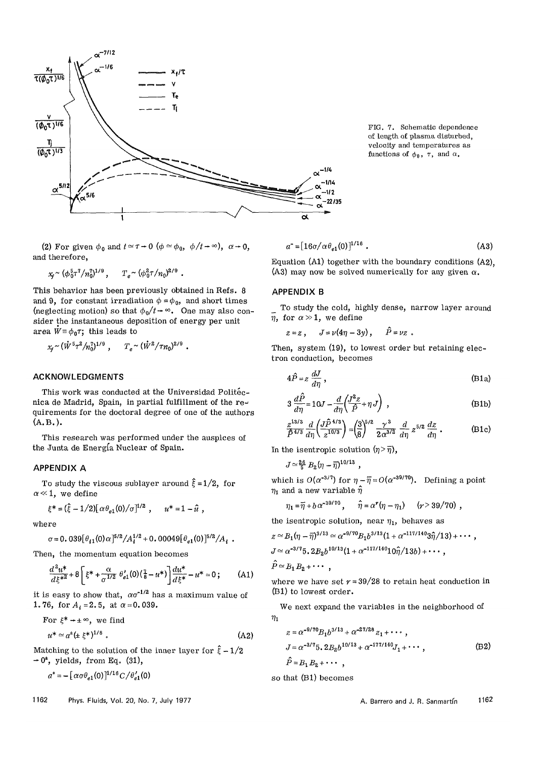FIG. 7. Schematic dependence of length of plasma disturbed, velocity and temperatures as functions of $\phi_0$, $\tau$, and $\alpha$.

(2) For given $\phi_0$ and $t \simeq \tau \to 0$ ($\phi \simeq \phi_0$, $\phi/t \to \infty$), $\alpha \to 0$, and therefore,

$$x_f \sim (\phi_0^5 \tau^7 / n_0^7)^{1/9}, \quad T_e \sim (\phi_0^2 \tau / n_0)^{2/9}.$$

This behavior has been previously obtained in Refs. 8 and 9, for constant irradiation $\phi = \phi_0$, and short times (neglecting motion) so that $\phi_0/t \to \infty$. One may also consider the instantaneous deposition of energy per unit area $\dot{W} \equiv \phi_0 \tau$; this leads to

$$x_f \sim (\dot{W}^5 \tau^2 / n_0^7)^{1/9}, \quad T_e \sim (\dot{W}^2 / \tau n_0)^{2/9}.$$

## ACKNOWLEDGMENTS

This work was conducted at the Universidad Politécnica de Madrid, Spain, in partial fulfillment of the requirements for the doctoral degree of one of the authors (A.B.).

This research was performed under the auspices of the Junta de Energía Nuclear of Spain.

## APPENDIX A

To study the viscous sublayer around $\hat{\xi} = 1/2$, for $\alpha \ll 1$, we define

$$\xi^* = (\hat{\xi} - 1/2)[\alpha \theta_{e1}(0)/\sigma]^{1/2}, \quad u^* = 1 - \hat{u},$$

where

$$\sigma = 0.039[\theta_{i1}(0)\alpha]^{5/2}/A_i^{1/2} + 0.00049[\theta_{e1}(0)]^{5/2}/A_i.$$

Then, the momentum equation becomes

$$\frac{d^2 u^*}{d\xi^{*2}} + 8\left[\xi^* + \frac{\alpha}{\sigma^{1/2}}\,\theta'_{e1}(0)(\tfrac{7}{8} - u^*)\right]\frac{du^*}{d\xi^*} - u^* = 0; \tag{A1}$$

it is easy to show that, $\alpha\sigma^{-1/2}$ has a maximum value of 1.76, for $A_i = 2.5$, at $\alpha = 0.039$.

For $\xi^* \to \pm\infty$, we find

$$u^* \simeq a^{\pm}(\pm\,\xi^*)^{1/8}. \tag{A2}$$

Matching to the solution of the inner layer for $\hat{\xi} - 1/2 \to 0^{\pm}$, yields, from Eq. (31),

$$a^+ = -[\alpha\sigma\theta_{e1}(0)]^{1/16} C/\theta'_{e1}(0)$$

$$a^- = [16\sigma/\alpha\theta_{e1}(0)]^{1/16}. \tag{A3}$$

Equation (A1) together with the boundary conditions (A2), (A3) may now be solved numerically for any given $\alpha$.

## APPENDIX B

To study the cold, highly dense, narrow layer around $\bar{\eta}$, for $\alpha \gg 1$, we define

$$z = z, \quad J = \nu(4\eta - 3y), \quad \hat{P} = \nu z.$$

Then, system (19), to lowest order but retaining electron conduction, becomes

$$4\hat{P} = z\,\frac{dJ}{d\eta}, \tag{B1a}$$

$$3\,\frac{d\hat{P}}{d\eta} = 10J - \frac{d}{d\eta}\left(\frac{J^2 z}{\hat{P}} + \eta J\right), \tag{B1b}$$

$$\frac{z^{13/3}}{\hat{P}^{4/3}}\,\frac{d}{d\eta}\left(\frac{J\hat{P}^{4/3}}{z^{10/3}}\right) = \left(\frac{3}{8}\right)^{5/2}\frac{\gamma^3}{2\alpha^{3/2}}\,\frac{d}{d\eta}\,z^{5/2}\,\frac{dz}{d\eta}. \tag{B1c}$$

In the isentropic solution ($\eta > \bar{\eta}$),

$$J \simeq \tfrac{26}{5} B_2(\eta - \bar{\eta})^{10/13},$$

which is $O(\alpha^{-3/7})$ for $\eta - \bar{\eta} = O(\alpha^{-39/70})$. Defining a point $\eta_1$ and a new variable $\hat{\eta}$

$$\eta_1 = \bar{\eta} + b\,\alpha^{-39/70}, \quad \hat{\eta} = \alpha^{r}(\eta - \eta_1) \quad (r > 39/70),$$

the isentropic solution, near $\eta_1$, behaves as

$$z \simeq B_1(\eta - \bar{\eta})^{3/13} \simeq \alpha^{-9/70} B_1 b^{3/13}(1 + \alpha^{-117/140} 3\hat{\eta}/13) + \cdots,$$

$$J \simeq \alpha^{-3/7} 5.2 B_2 b^{10/13}(1 + \alpha^{-117/140} 10\hat{\eta}/13b) + \cdots,$$

$$\hat{P} \simeq B_1 B_2 + \cdots,$$

where we have set $r = 39/28$ to retain heat conduction in (B1) to lowest order.

We next expand the variables in the neighborhood of $\eta_1$

$$\begin{aligned} z &= \alpha^{-9/70} B_1 b^{3/13} + \alpha^{-27/28} z_1 + \cdots, \\ J &= \alpha^{-3/7} 5.2 B_2 b^{10/13} + \alpha^{-177/140} J_1 + \cdots, \\ \hat{P} &= B_1 B_2 + \cdots, \end{aligned} \tag{B2}$$

so that (B1) becomes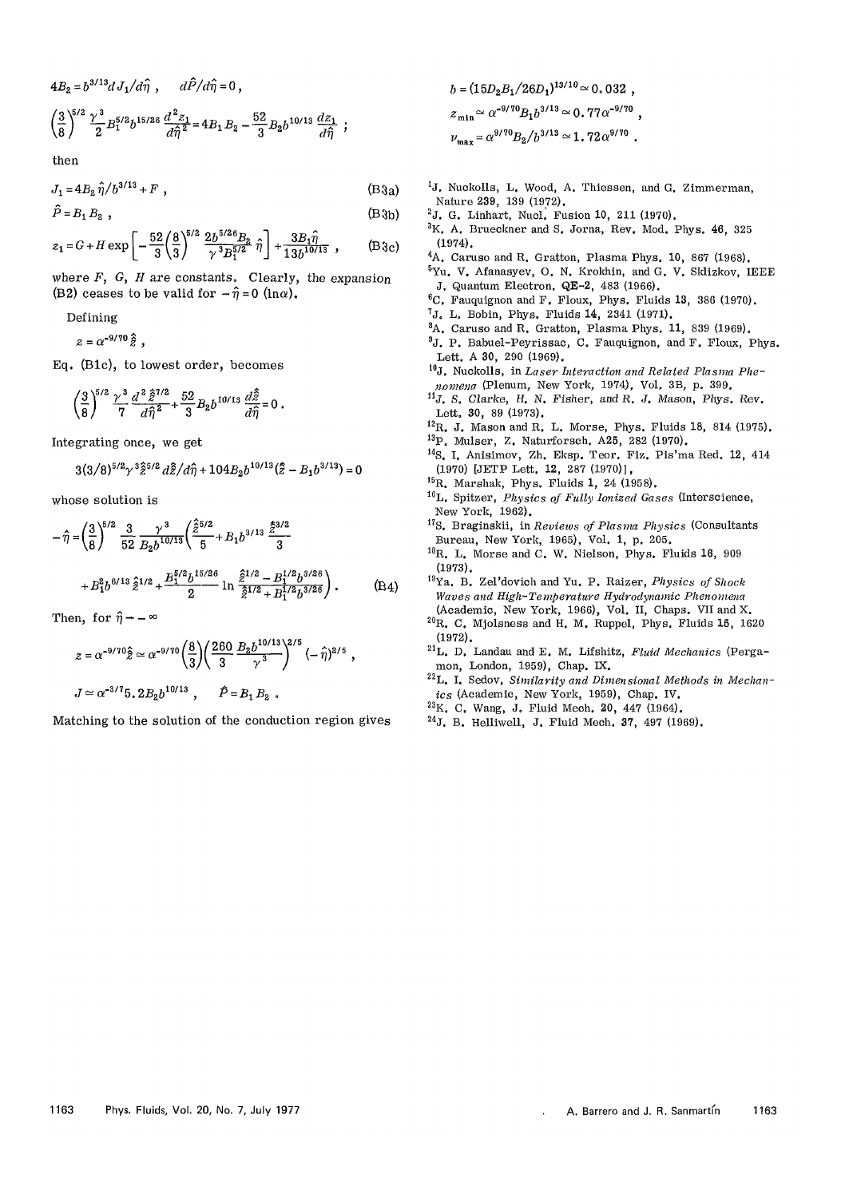$$4B_2 = b^{3/13} dJ_1/d\hat{\eta}\ , \quad d\hat{P}/d\hat{\eta} = 0\ ,$$

$$\left(\frac{3}{8}\right)^{5/2} \frac{\gamma^3}{2} B_1^{5/2} b^{15/26} \frac{d^2 z_1}{d\hat{\eta}^2} = 4B_1 B_2 - \frac{52}{3} B_2 b^{10/13} \frac{dz_1}{d\hat{\eta}}\ ;$$

then

$$J_1 = 4B_2 \hat{\eta}/b^{3/13} + F\ , \tag{B3a}$$

$$\hat{P} = B_1 B_2\ , \tag{B3b}$$

$$z_1 = G + H \exp\left[-\frac{52}{3}\left(\frac{8}{3}\right)^{5/2} \frac{2b^{5/26} B_2}{\gamma^3 B_1^{5/2}}\hat{\eta}\right] + \frac{3B_1 \hat{\eta}}{13 b^{10/13}}\ , \tag{B3c}$$

where $F$, $G$, $H$ are constants. Clearly, the expansion (B2) ceases to be valid for $-\hat{\eta} = 0\ (\ln\alpha)$.

Defining

$$z = \alpha^{-9/70}\hat{z}\ ,$$

Eq. (B1c), to lowest order, becomes

$$\left(\frac{3}{8}\right)^{5/2} \frac{\gamma^3}{7} \frac{d^2 \hat{z}^{7/2}}{d\hat{\eta}^2} + \frac{52}{3} B_2 b^{10/13} \frac{d\hat{z}}{d\hat{\eta}} = 0\ .$$

Integrating once, we get

$$3(3/8)^{5/2}\gamma^3 \hat{z}^{5/2} d\hat{z}/d\hat{\eta} + 104 B_2 b^{10/13}(\hat{z} - B_1 b^{3/13}) = 0$$

whose solution is

$$-\hat{\eta} = \left(\frac{3}{8}\right)^{5/2} \frac{3}{52} \frac{\gamma^3}{B_2 b^{10/13}} \left(\frac{\hat{z}^{5/2}}{5} + B_1 b^{3/13} \frac{\hat{z}^{3/2}}{3} + B_1^2 b^{6/13} \hat{z}^{1/2} + \frac{B_1^{5/2} b^{15/26}}{2} \ln \frac{\hat{z}^{1/2} - B_1^{1/2} b^{3/26}}{\hat{z}^{1/2} + B_1^{1/2} b^{3/26}}\right)\ . \tag{B4}$$

Then, for $\hat{\eta} \to -\infty$

$$z = \alpha^{-9/70}\hat{z} \simeq \alpha^{-9/70}\left(\frac{8}{3}\right)\left(\frac{260}{3} \frac{B_2 b^{10/13}}{\gamma^3}\right)^{2/5} (-\hat{\eta})^{2/5}\ ,$$

$$J \simeq \alpha^{-3/7} 5.2 B_2 b^{10/13}\ , \quad \hat{P} = B_1 B_2\ .$$

Matching to the solution of the conduction region gives

$$b = (15 D_2 B_1 / 26 D_1)^{13/10} \simeq 0.032\ ,$$

$$z_{\min} \simeq \alpha^{-9/70} B_1 b^{3/13} \simeq 0.77 \alpha^{-9/70}\ ,$$

$$\nu_{\max} = \alpha^{9/70} B_2 / b^{3/13} \simeq 1.72 \alpha^{9/70}\ .$$

[1] J. Nuckolls, L. Wood, A. Thiessen, and G. Zimmerman, Nature **239**, 139 (1972).

[2] J. G. Linhart, Nucl. Fusion **10**, 211 (1970).

[3] K. A. Brueckner and S. Jorna, Rev. Mod. Phys. **46**, 325 (1974).

[4] A. Caruso and R. Gratton, Plasma Phys. **10**, 867 (1968).

[5] Yu. V. Afanasyev, O. N. Krokhin, and G. V. Sklizkov, IEEE J. Quantum Electron. **QE-2**, 483 (1966).

[6] C. Fauquignon and F. Floux, Phys. Fluids **13**, 386 (1970).

[7] J. L. Bobin, Phys. Fluids **14**, 2341 (1971).

[8] A. Caruso and R. Gratton, Plasma Phys. **11**, 839 (1969).

[9] J. P. Babuel-Peyrissac, C. Fauquignon, and F. Floux, Phys. Lett. A **30**, 290 (1969).

[10] J. Nuckolls, in *Laser Interaction and Related Plasma Phenomena* (Plenum, New York, 1974), Vol. 3B, p. 399.

[11] J. S. Clarke, H. N. Fisher, and R. J. Mason, Phys. Rev. Lett. **30**, 89 (1973).

[12] R. J. Mason and R. L. Morse, Phys. Fluids **18**, 814 (1975).

[13] P. Mulser, Z. Naturforsch. **A25**, 282 (1970).

[14] S. I. Anisimov, Zh. Eksp. Teor. Fiz. Pis'ma Red. **12**, 414 (1970) [JETP Lett. **12**, 287 (1970)].

[15] R. Marshak, Phys. Fluids **1**, 24 (1958).

[16] L. Spitzer, *Physics of Fully Ionized Gases* (Interscience, New York, 1962).

[17] S. Braginskii, in *Reviews of Plasma Physics* (Consultants Bureau, New York, 1965), Vol. 1, p. 205.

[18] R. L. Morse and C. W. Nielson, Phys. Fluids **16**, 909 (1973).

[19] Ya. B. Zel'dovich and Yu. P. Raizer, *Physics of Shock Waves and High-Temperature Hydrodynamic Phenomena* (Academic, New York, 1966), Vol. II, Chaps. VII and X.

[20] R. C. Mjolsness and H. M. Ruppel, Phys. Fluids **15**, 1620 (1972).

[21] L. D. Landau and E. M. Lifshitz, *Fluid Mechanics* (Pergamon, London, 1959), Chap. IX.

[22] L. I. Sedov, *Similarity and Dimensional Methods in Mechanics* (Academic, New York, 1959), Chap. IV.

[23] K. C. Wang, J. Fluid Mech. **20**, 447 (1964).

[24] J. B. Helliwell, J. Fluid Mech. **37**, 497 (1969).